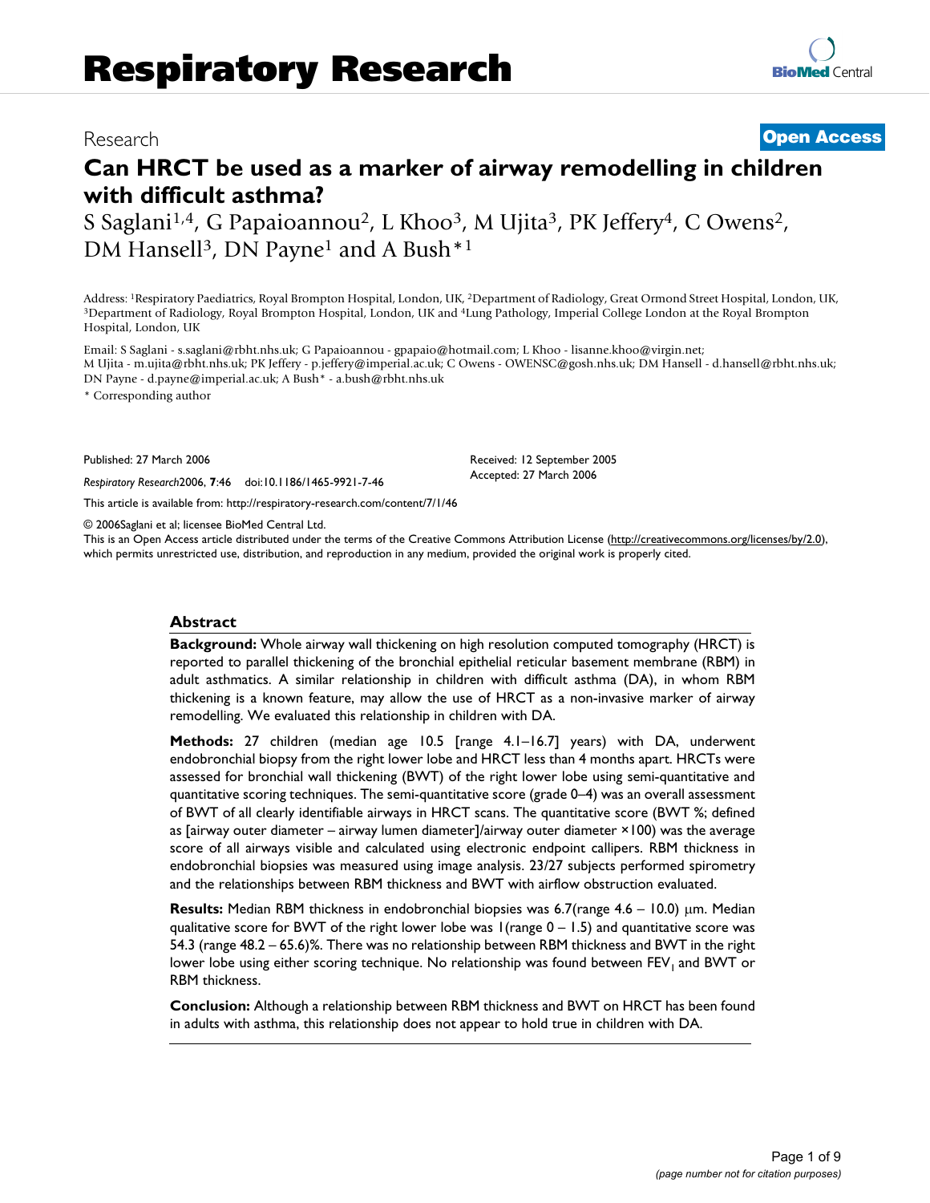Research **Open Access**

# Can HRCT be used as a marker of airway remodelling in children with difficult asthma?

S Saglani[1,4], G Papaioannou[2], L Khoo[3], M Ujita[3], PK Jeffery[4], C Owens[2], DM Hansell[3], DN Payne[1] and A Bush*[1]

Address: [1]Respiratory Paediatrics, Royal Brompton Hospital, London, UK, [2]Department of Radiology, Great Ormond Street Hospital, London, UK, [3]Department of Radiology, Royal Brompton Hospital, London, UK and [4]Lung Pathology, Imperial College London at the Royal Brompton Hospital, London, UK

Email: S Saglani - s.saglani@rbht.nhs.uk; G Papaioannou - gpapaio@hotmail.com; L Khoo - lisanne.khoo@virgin.net; M Ujita - m.ujita@rbht.nhs.uk; PK Jeffery - p.jeffery@imperial.ac.uk; C Owens - OWENSC@gosh.nhs.uk; DM Hansell - d.hansell@rbht.nhs.uk; DN Payne - d.payne@imperial.ac.uk; A Bush* - a.bush@rbht.nhs.uk

* Corresponding author

Published: 27 March 2006

*Respiratory Research*2006, **7**:46 doi:10.1186/1465-9921-7-46

Received: 12 September 2005
Accepted: 27 March 2006

This article is available from: http://respiratory-research.com/content/7/1/46

© 2006Saglani et al; licensee BioMed Central Ltd.
This is an Open Access article distributed under the terms of the Creative Commons Attribution License (http://creativecommons.org/licenses/by/2.0), which permits unrestricted use, distribution, and reproduction in any medium, provided the original work is properly cited.

## Abstract

**Background:** Whole airway wall thickening on high resolution computed tomography (HRCT) is reported to parallel thickening of the bronchial epithelial reticular basement membrane (RBM) in adult asthmatics. A similar relationship in children with difficult asthma (DA), in whom RBM thickening is a known feature, may allow the use of HRCT as a non-invasive marker of airway remodelling. We evaluated this relationship in children with DA.

**Methods:** 27 children (median age 10.5 [range 4.1–16.7] years) with DA, underwent endobronchial biopsy from the right lower lobe and HRCT less than 4 months apart. HRCTs were assessed for bronchial wall thickening (BWT) of the right lower lobe using semi-quantitative and quantitative scoring techniques. The semi-quantitative score (grade 0–4) was an overall assessment of BWT of all clearly identifiable airways in HRCT scans. The quantitative score (BWT %; defined as [airway outer diameter – airway lumen diameter]/airway outer diameter ×100) was the average score of all airways visible and calculated using electronic endpoint callipers. RBM thickness in endobronchial biopsies was measured using image analysis. 23/27 subjects performed spirometry and the relationships between RBM thickness and BWT with airflow obstruction evaluated.

**Results:** Median RBM thickness in endobronchial biopsies was 6.7(range 4.6 – 10.0) μm. Median qualitative score for BWT of the right lower lobe was 1(range 0 – 1.5) and quantitative score was 54.3 (range 48.2 – 65.6)%. There was no relationship between RBM thickness and BWT in the right lower lobe using either scoring technique. No relationship was found between $FEV_1$ and BWT or RBM thickness.

**Conclusion:** Although a relationship between RBM thickness and BWT on HRCT has been found in adults with asthma, this relationship does not appear to hold true in children with DA.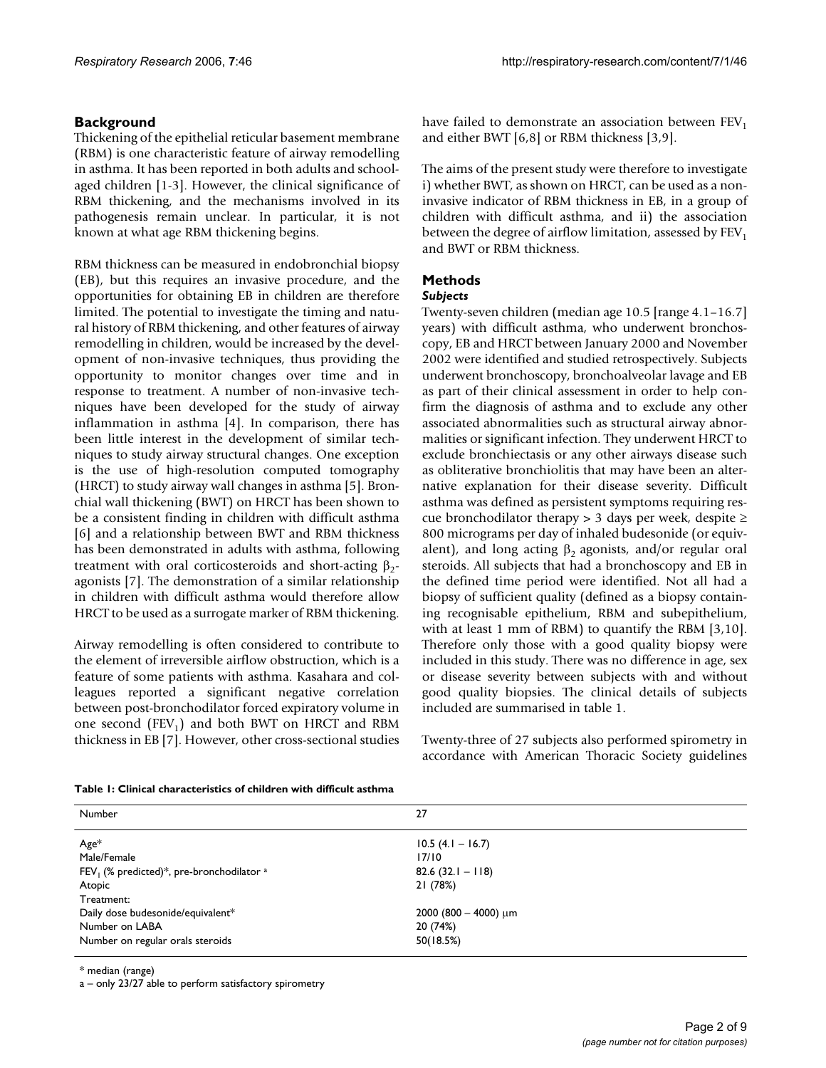## Background

Thickening of the epithelial reticular basement membrane (RBM) is one characteristic feature of airway remodelling in asthma. It has been reported in both adults and school-aged children [1-3]. However, the clinical significance of RBM thickening, and the mechanisms involved in its pathogenesis remain unclear. In particular, it is not known at what age RBM thickening begins.

RBM thickness can be measured in endobronchial biopsy (EB), but this requires an invasive procedure, and the opportunities for obtaining EB in children are therefore limited. The potential to investigate the timing and natural history of RBM thickening, and other features of airway remodelling in children, would be increased by the development of non-invasive techniques, thus providing the opportunity to monitor changes over time and in response to treatment. A number of non-invasive techniques have been developed for the study of airway inflammation in asthma [4]. In comparison, there has been little interest in the development of similar techniques to study airway structural changes. One exception is the use of high-resolution computed tomography (HRCT) to study airway wall changes in asthma [5]. Bronchial wall thickening (BWT) on HRCT has been shown to be a consistent finding in children with difficult asthma [6] and a relationship between BWT and RBM thickness has been demonstrated in adults with asthma, following treatment with oral corticosteroids and short-acting $\beta_2$-agonists [7]. The demonstration of a similar relationship in children with difficult asthma would therefore allow HRCT to be used as a surrogate marker of RBM thickening.

Airway remodelling is often considered to contribute to the element of irreversible airflow obstruction, which is a feature of some patients with asthma. Kasahara and colleagues reported a significant negative correlation between post-bronchodilator forced expiratory volume in one second ($FEV_1$) and both BWT on HRCT and RBM thickness in EB [7]. However, other cross-sectional studies have failed to demonstrate an association between $FEV_1$ and either BWT [6,8] or RBM thickness [3,9].

The aims of the present study were therefore to investigate i) whether BWT, as shown on HRCT, can be used as a non-invasive indicator of RBM thickness in EB, in a group of children with difficult asthma, and ii) the association between the degree of airflow limitation, assessed by $FEV_1$ and BWT or RBM thickness.

## Methods

### *Subjects*

Twenty-seven children (median age 10.5 [range 4.1–16.7] years) with difficult asthma, who underwent bronchoscopy, EB and HRCT between January 2000 and November 2002 were identified and studied retrospectively. Subjects underwent bronchoscopy, bronchoalveolar lavage and EB as part of their clinical assessment in order to help confirm the diagnosis of asthma and to exclude any other associated abnormalities such as structural airway abnormalities or significant infection. They underwent HRCT to exclude bronchiectasis or any other airways disease such as obliterative bronchiolitis that may have been an alternative explanation for their disease severity. Difficult asthma was defined as persistent symptoms requiring rescue bronchodilator therapy > 3 days per week, despite ≥ 800 micrograms per day of inhaled budesonide (or equivalent), and long acting $\beta_2$ agonists, and/or regular oral steroids. All subjects that had a bronchoscopy and EB in the defined time period were identified. Not all had a biopsy of sufficient quality (defined as a biopsy containing recognisable epithelium, RBM and subepithelium, with at least 1 mm of RBM) to quantify the RBM [3,10]. Therefore only those with a good quality biopsy were included in this study. There was no difference in age, sex or disease severity between subjects with and without good quality biopsies. The clinical details of subjects included are summarised in table 1.

Twenty-three of 27 subjects also performed spirometry in accordance with American Thoracic Society guidelines

**Table 1: Clinical characteristics of children with difficult asthma**

| Number | 27 |
|---|---|
| Age* | 10.5 (4.1 – 16.7) |
| Male/Female | 17/10 |
| $FEV_1$ (% predicted)*, pre-bronchodilator [a] | 82.6 (32.1 – 118) |
| Atopic | 21 (78%) |
| Treatment: | |
| Daily dose budesonide/equivalent* | 2000 (800 – 4000) μm |
| Number on LABA | 20 (74%) |
| Number on regular orals steroids | 50(18.5%) |

\* median (range)

a – only 23/27 able to perform satisfactory spirometry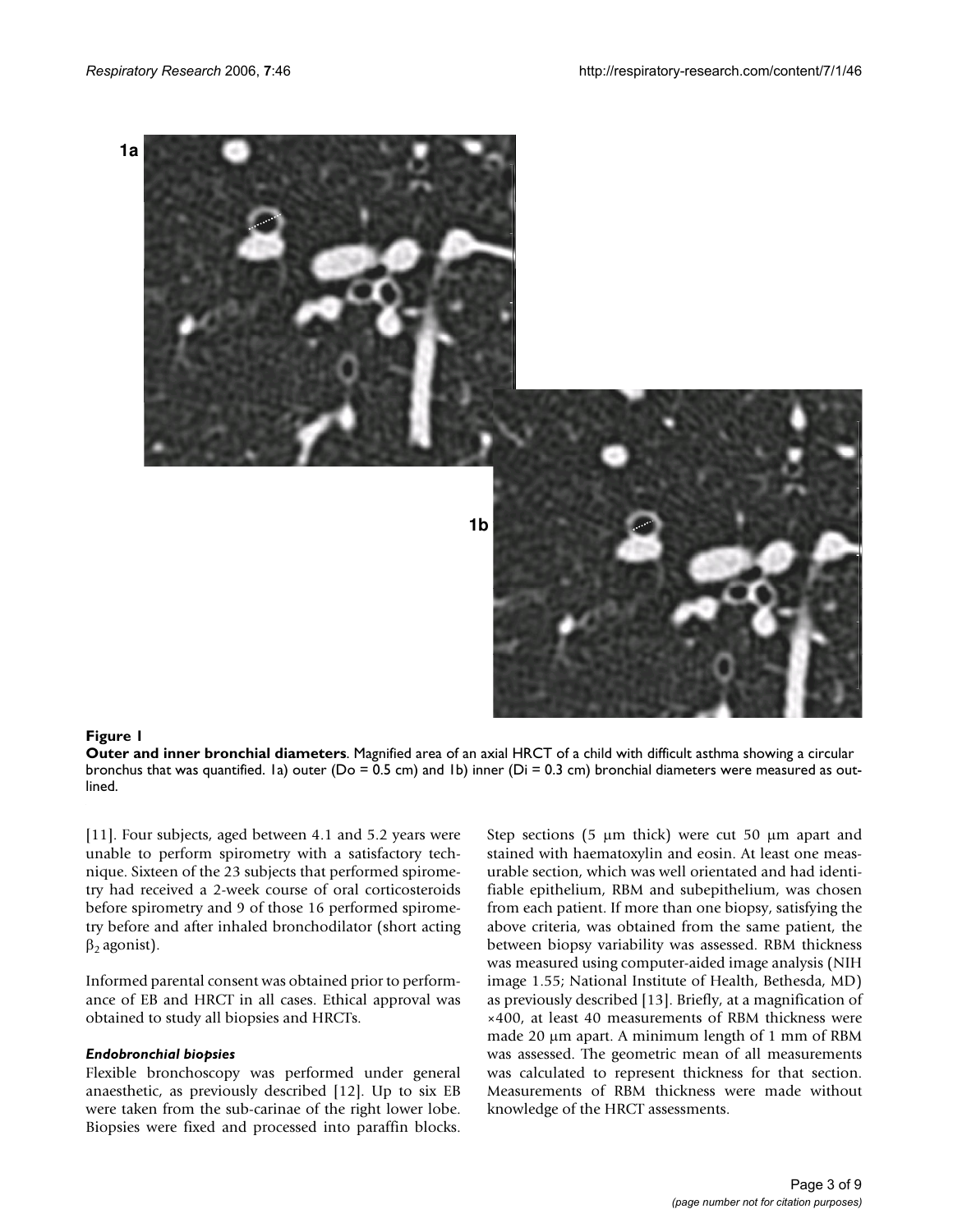**Figure 1**

**Outer and inner bronchial diameters**. Magnified area of an axial HRCT of a child with difficult asthma showing a circular bronchus that was quantified. 1a) outer (Do = 0.5 cm) and 1b) inner (Di = 0.3 cm) bronchial diameters were measured as outlined.

[11]. Four subjects, aged between 4.1 and 5.2 years were unable to perform spirometry with a satisfactory technique. Sixteen of the 23 subjects that performed spirometry had received a 2-week course of oral corticosteroids before spirometry and 9 of those 16 performed spirometry before and after inhaled bronchodilator (short acting $\beta_2$ agonist).

Informed parental consent was obtained prior to performance of EB and HRCT in all cases. Ethical approval was obtained to study all biopsies and HRCTs.

### *Endobronchial biopsies*

Flexible bronchoscopy was performed under general anaesthetic, as previously described [12]. Up to six EB were taken from the sub-carinae of the right lower lobe. Biopsies were fixed and processed into paraffin blocks. Step sections (5 μm thick) were cut 50 μm apart and stained with haematoxylin and eosin. At least one measurable section, which was well orientated and had identifiable epithelium, RBM and subepithelium, was chosen from each patient. If more than one biopsy, satisfying the above criteria, was obtained from the same patient, the between biopsy variability was assessed. RBM thickness was measured using computer-aided image analysis (NIH image 1.55; National Institute of Health, Bethesda, MD) as previously described [13]. Briefly, at a magnification of ×400, at least 40 measurements of RBM thickness were made 20 μm apart. A minimum length of 1 mm of RBM was assessed. The geometric mean of all measurements was calculated to represent thickness for that section. Measurements of RBM thickness were made without knowledge of the HRCT assessments.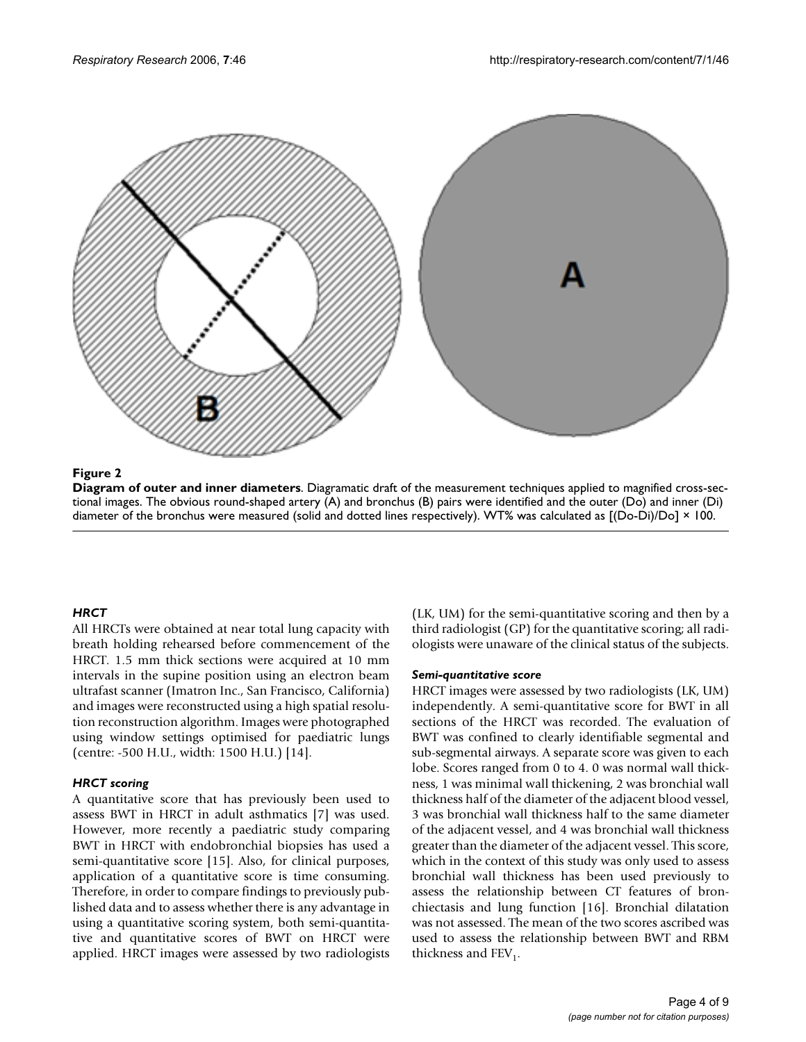**Figure 2**

**Diagram of outer and inner diameters**. Diagramatic draft of the measurement techniques applied to magnified cross-sectional images. The obvious round-shaped artery (A) and bronchus (B) pairs were identified and the outer (Do) and inner (Di) diameter of the bronchus were measured (solid and dotted lines respectively). WT% was calculated as [(Do-Di)/Do] × 100.

### *HRCT*

All HRCTs were obtained at near total lung capacity with breath holding rehearsed before commencement of the HRCT. 1.5 mm thick sections were acquired at 10 mm intervals in the supine position using an electron beam ultrafast scanner (Imatron Inc., San Francisco, California) and images were reconstructed using a high spatial resolution reconstruction algorithm. Images were photographed using window settings optimised for paediatric lungs (centre: -500 H.U., width: 1500 H.U.) [14].

### *HRCT scoring*

A quantitative score that has previously been used to assess BWT in HRCT in adult asthmatics [7] was used. However, more recently a paediatric study comparing BWT in HRCT with endobronchial biopsies has used a semi-quantitative score [15]. Also, for clinical purposes, application of a quantitative score is time consuming. Therefore, in order to compare findings to previously published data and to assess whether there is any advantage in using a quantitative scoring system, both semi-quantitative and quantitative scores of BWT on HRCT were applied. HRCT images were assessed by two radiologists (LK, UM) for the semi-quantitative scoring and then by a third radiologist (GP) for the quantitative scoring; all radiologists were unaware of the clinical status of the subjects.

### *Semi-quantitative score*

HRCT images were assessed by two radiologists (LK, UM) independently. A semi-quantitative score for BWT in all sections of the HRCT was recorded. The evaluation of BWT was confined to clearly identifiable segmental and sub-segmental airways. A separate score was given to each lobe. Scores ranged from 0 to 4. 0 was normal wall thickness, 1 was minimal wall thickening, 2 was bronchial wall thickness half of the diameter of the adjacent blood vessel, 3 was bronchial wall thickness half to the same diameter of the adjacent vessel, and 4 was bronchial wall thickness greater than the diameter of the adjacent vessel. This score, which in the context of this study was only used to assess bronchial wall thickness has been used previously to assess the relationship between CT features of bronchiectasis and lung function [16]. Bronchial dilatation was not assessed. The mean of the two scores ascribed was used to assess the relationship between BWT and RBM thickness and $FEV_1$.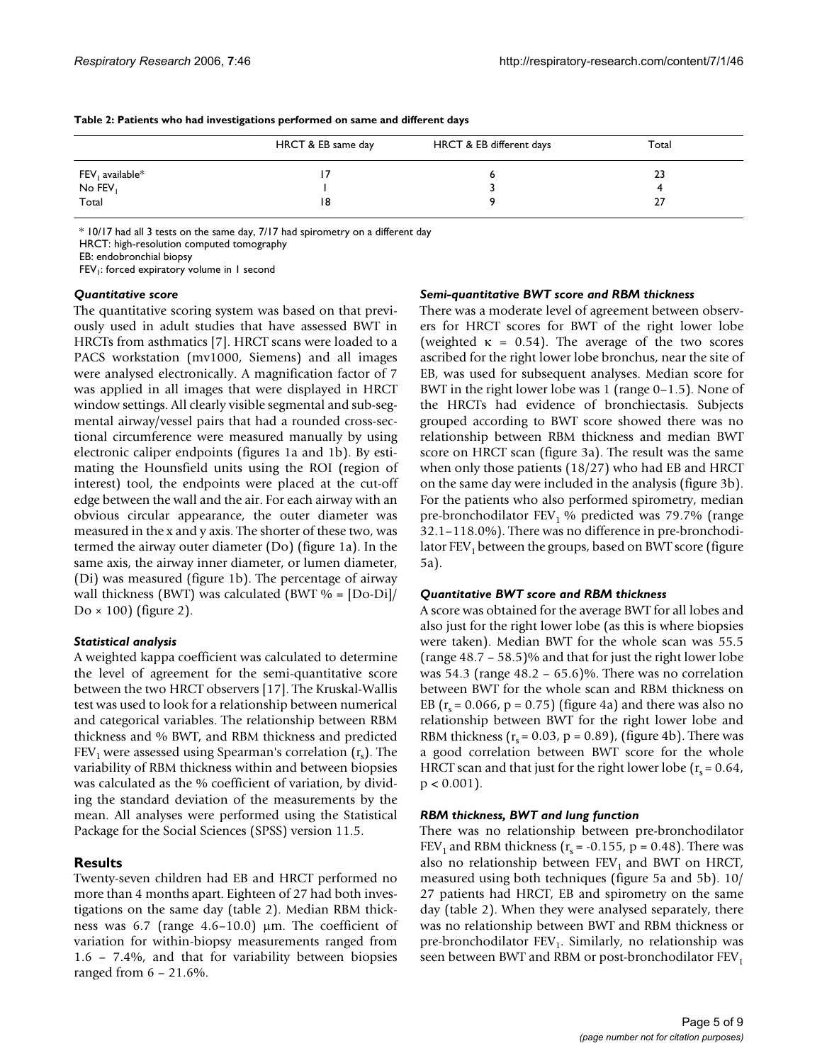**Table 2: Patients who had investigations performed on same and different days**

| | HRCT & EB same day | HRCT & EB different days | Total |
|---|---|---|---|
| $FEV_1$ available* | 17 | 6 | 23 |
| No $FEV_1$ | 1 | 3 | 4 |
| Total | 18 | 9 | 27 |

* 10/17 had all 3 tests on the same day, 7/17 had spirometry on a different day

HRCT: high-resolution computed tomography

EB: endobronchial biopsy

$FEV_1$: forced expiratory volume in 1 second

### *Quantitative score*

The quantitative scoring system was based on that previously used in adult studies that have assessed BWT in HRCTs from asthmatics [7]. HRCT scans were loaded to a PACS workstation (mv1000, Siemens) and all images were analysed electronically. A magnification factor of 7 was applied in all images that were displayed in HRCT window settings. All clearly visible segmental and sub-segmental airway/vessel pairs that had a rounded cross-sectional circumference were measured manually by using electronic caliper endpoints (figures 1a and 1b). By estimating the Hounsfield units using the ROI (region of interest) tool, the endpoints were placed at the cut-off edge between the wall and the air. For each airway with an obvious circular appearance, the outer diameter was measured in the x and y axis. The shorter of these two, was termed the airway outer diameter (Do) (figure 1a). In the same axis, the airway inner diameter, or lumen diameter, (Di) was measured (figure 1b). The percentage of airway wall thickness (BWT) was calculated (BWT % = [Do-Di]/Do × 100) (figure 2).

### *Statistical analysis*

A weighted kappa coefficient was calculated to determine the level of agreement for the semi-quantitative score between the two HRCT observers [17]. The Kruskal-Wallis test was used to look for a relationship between numerical and categorical variables. The relationship between RBM thickness and % BWT, and RBM thickness and predicted $FEV_1$ were assessed using Spearman's correlation ($r_s$). The variability of RBM thickness within and between biopsies was calculated as the % coefficient of variation, by dividing the standard deviation of the measurements by the mean. All analyses were performed using the Statistical Package for the Social Sciences (SPSS) version 11.5.

## Results

Twenty-seven children had EB and HRCT performed no more than 4 months apart. Eighteen of 27 had both investigations on the same day (table 2). Median RBM thickness was 6.7 (range 4.6–10.0) μm. The coefficient of variation for within-biopsy measurements ranged from 1.6 – 7.4%, and that for variability between biopsies ranged from 6 – 21.6%.

### *Semi-quantitative BWT score and RBM thickness*

There was a moderate level of agreement between observers for HRCT scores for BWT of the right lower lobe (weighted $\kappa$ = 0.54). The average of the two scores ascribed for the right lower lobe bronchus, near the site of EB, was used for subsequent analyses. Median score for BWT in the right lower lobe was 1 (range 0–1.5). None of the HRCTs had evidence of bronchiectasis. Subjects grouped according to BWT score showed there was no relationship between RBM thickness and median BWT score on HRCT scan (figure 3a). The result was the same when only those patients (18/27) who had EB and HRCT on the same day were included in the analysis (figure 3b). For the patients who also performed spirometry, median pre-bronchodilator $FEV_1$ % predicted was 79.7% (range 32.1–118.0%). There was no difference in pre-bronchodilator $FEV_1$ between the groups, based on BWT score (figure 5a).

### *Quantitative BWT score and RBM thickness*

A score was obtained for the average BWT for all lobes and also just for the right lower lobe (as this is where biopsies were taken). Median BWT for the whole scan was 55.5 (range 48.7 – 58.5)% and that for just the right lower lobe was 54.3 (range 48.2 – 65.6)%. There was no correlation between BWT for the whole scan and RBM thickness on EB ($r_s$ = 0.066, p = 0.75) (figure 4a) and there was also no relationship between BWT for the right lower lobe and RBM thickness ($r_s$ = 0.03, p = 0.89), (figure 4b). There was a good correlation between BWT score for the whole HRCT scan and that just for the right lower lobe ($r_s$ = 0.64, $p < 0.001$).

### *RBM thickness, BWT and lung function*

There was no relationship between pre-bronchodilator $FEV_1$ and RBM thickness ($r_s$ = -0.155, p = 0.48). There was also no relationship between $FEV_1$ and BWT on HRCT, measured using both techniques (figure 5a and 5b). 10/27 patients had HRCT, EB and spirometry on the same day (table 2). When they were analysed separately, there was no relationship between BWT and RBM thickness or pre-bronchodilator $FEV_1$. Similarly, no relationship was seen between BWT and RBM or post-bronchodilator $FEV_1$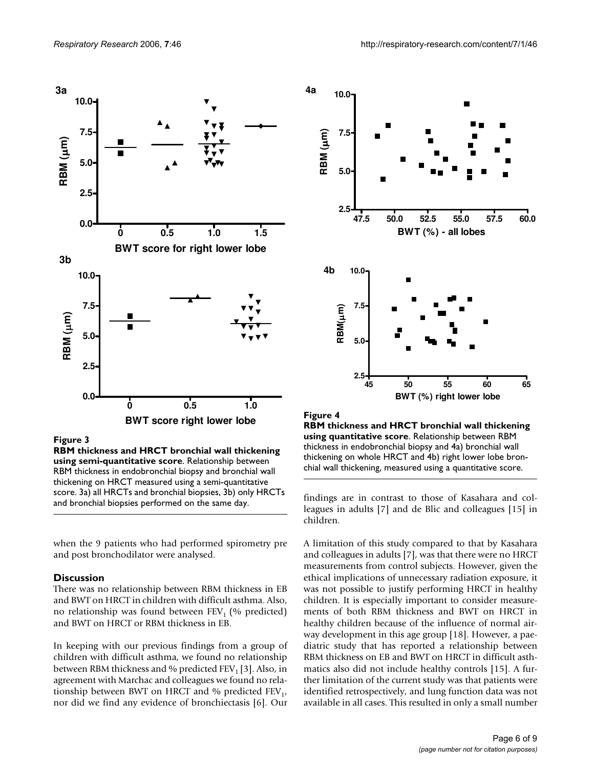**Figure 3**

**RBM thickness and HRCT bronchial wall thickening using semi-quantitative score**. Relationship between RBM thickness in endobronchial biopsy and bronchial wall thickening on HRCT measured using a semi-quantitative score. 3a) all HRCTs and bronchial biopsies, 3b) only HRCTs and bronchial biopsies performed on the same day.

**Figure 4**

**RBM thickness and HRCT bronchial wall thickening using quantitative score**. Relationship between RBM thickness in endobronchial biopsy and 4a) bronchial wall thickening on whole HRCT and 4b) right lower lobe bronchial wall thickening, measured using a quantitative score.

when the 9 patients who had performed spirometry pre and post bronchodilator were analysed.

## Discussion

There was no relationship between RBM thickness in EB and BWT on HRCT in children with difficult asthma. Also, no relationship was found between $FEV_1$ (% predicted) and BWT on HRCT or RBM thickness in EB.

In keeping with our previous findings from a group of children with difficult asthma, we found no relationship between RBM thickness and % predicted $FEV_1$ [3]. Also, in agreement with Marchac and colleagues we found no relationship between BWT on HRCT and % predicted $FEV_1$, nor did we find any evidence of bronchiectasis [6]. Our findings are in contrast to those of Kasahara and colleagues in adults [7] and de Blic and colleagues [15] in children.

A limitation of this study compared to that by Kasahara and colleagues in adults [7], was that there were no HRCT measurements from control subjects. However, given the ethical implications of unnecessary radiation exposure, it was not possible to justify performing HRCT in healthy children. It is especially important to consider measurements of both RBM thickness and BWT on HRCT in healthy children because of the influence of normal airway development in this age group [18]. However, a paediatric study that has reported a relationship between RBM thickness on EB and BWT on HRCT in difficult asthmatics also did not include healthy controls [15]. A further limitation of the current study was that patients were identified retrospectively, and lung function data was not available in all cases. This resulted in only a small number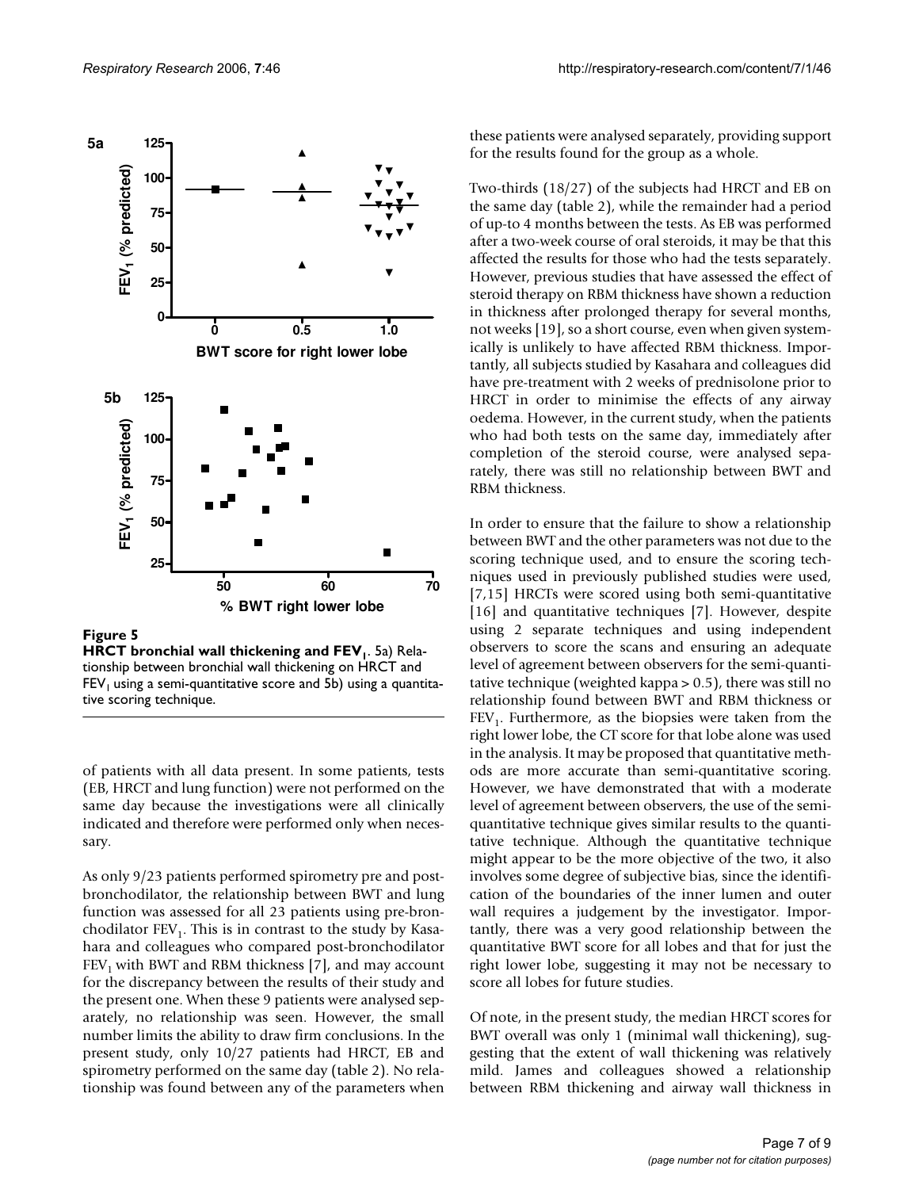**Figure 5**

**HRCT bronchial wall thickening and $FEV_1$.** 5a) Relationship between bronchial wall thickening on HRCT and $FEV_1$ using a semi-quantitative score and 5b) using a quantitative scoring technique.

of patients with all data present. In some patients, tests (EB, HRCT and lung function) were not performed on the same day because the investigations were all clinically indicated and therefore were performed only when necessary.

As only 9/23 patients performed spirometry pre and post-bronchodilator, the relationship between BWT and lung function was assessed for all 23 patients using pre-bronchodilator $FEV_1$. This is in contrast to the study by Kasahara and colleagues who compared post-bronchodilator $FEV_1$ with BWT and RBM thickness [7], and may account for the discrepancy between the results of their study and the present one. When these 9 patients were analysed separately, no relationship was seen. However, the small number limits the ability to draw firm conclusions. In the present study, only 10/27 patients had HRCT, EB and spirometry performed on the same day (table 2). No relationship was found between any of the parameters when these patients were analysed separately, providing support for the results found for the group as a whole.

Two-thirds (18/27) of the subjects had HRCT and EB on the same day (table 2), while the remainder had a period of up-to 4 months between the tests. As EB was performed after a two-week course of oral steroids, it may be that this affected the results for those who had the tests separately. However, previous studies that have assessed the effect of steroid therapy on RBM thickness have shown a reduction in thickness after prolonged therapy for several months, not weeks [19], so a short course, even when given systemically is unlikely to have affected RBM thickness. Importantly, all subjects studied by Kasahara and colleagues did have pre-treatment with 2 weeks of prednisolone prior to HRCT in order to minimise the effects of any airway oedema. However, in the current study, when the patients who had both tests on the same day, immediately after completion of the steroid course, were analysed separately, there was still no relationship between BWT and RBM thickness.

In order to ensure that the failure to show a relationship between BWT and the other parameters was not due to the scoring technique used, and to ensure the scoring techniques used in previously published studies were used, [7,15] HRCTs were scored using both semi-quantitative [16] and quantitative techniques [7]. However, despite using 2 separate techniques and using independent observers to score the scans and ensuring an adequate level of agreement between observers for the semi-quantitative technique (weighted kappa > 0.5), there was still no relationship found between BWT and RBM thickness or $FEV_1$. Furthermore, as the biopsies were taken from the right lower lobe, the CT score for that lobe alone was used in the analysis. It may be proposed that quantitative methods are more accurate than semi-quantitative scoring. However, we have demonstrated that with a moderate level of agreement between observers, the use of the semi-quantitative technique gives similar results to the quantitative technique. Although the quantitative technique might appear to be the more objective of the two, it also involves some degree of subjective bias, since the identification of the boundaries of the inner lumen and outer wall requires a judgement by the investigator. Importantly, there was a very good relationship between the quantitative BWT score for all lobes and that for just the right lower lobe, suggesting it may not be necessary to score all lobes for future studies.

Of note, in the present study, the median HRCT scores for BWT overall was only 1 (minimal wall thickening), suggesting that the extent of wall thickening was relatively mild. James and colleagues showed a relationship between RBM thickening and airway wall thickness in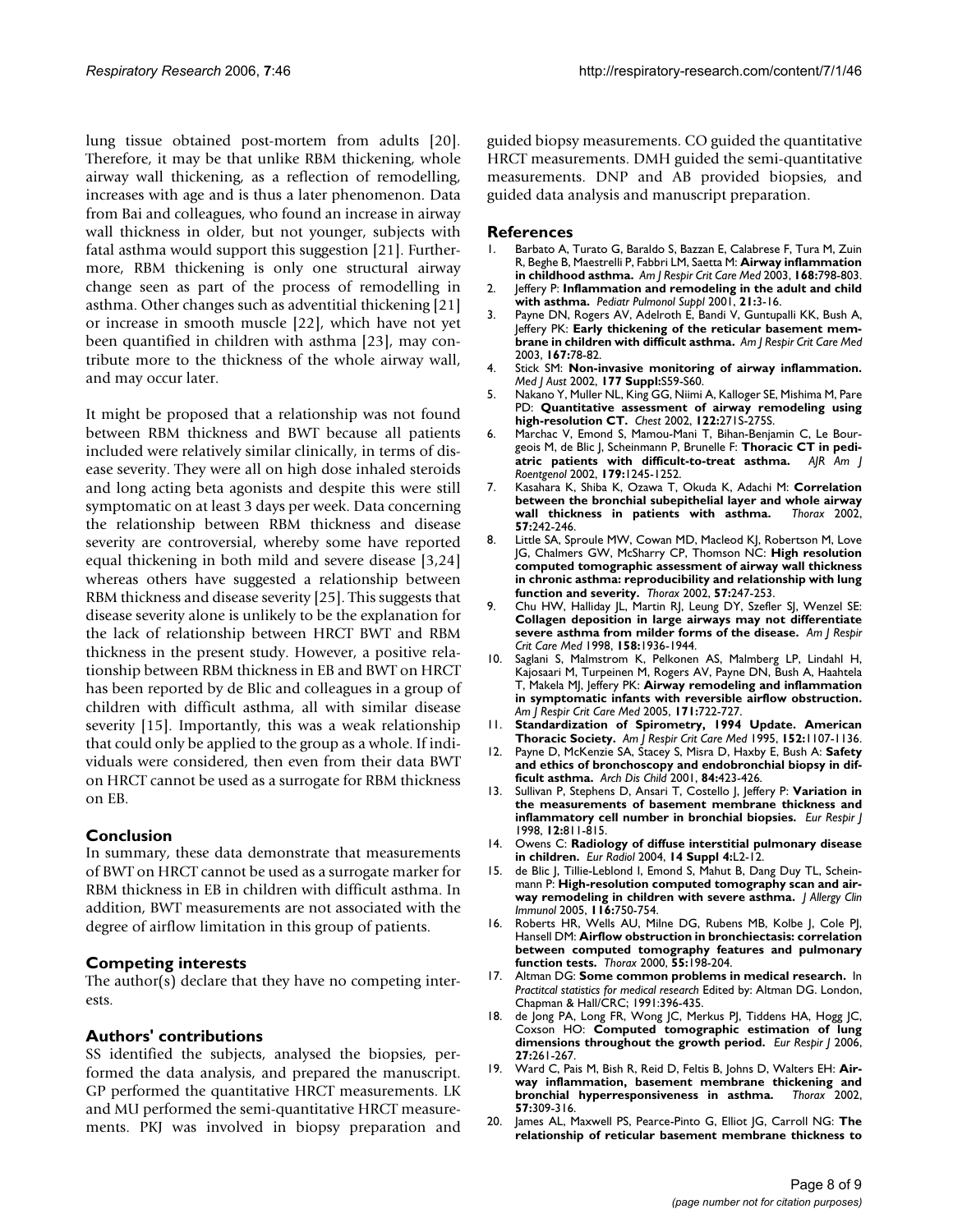lung tissue obtained post-mortem from adults [20]. Therefore, it may be that unlike RBM thickening, whole airway wall thickening, as a reflection of remodelling, increases with age and is thus a later phenomenon. Data from Bai and colleagues, who found an increase in airway wall thickness in older, but not younger, subjects with fatal asthma would support this suggestion [21]. Furthermore, RBM thickening is only one structural airway change seen as part of the process of remodelling in asthma. Other changes such as adventitial thickening [21] or increase in smooth muscle [22], which have not yet been quantified in children with asthma [23], may contribute more to the thickness of the whole airway wall, and may occur later.

It might be proposed that a relationship was not found between RBM thickness and BWT because all patients included were relatively similar clinically, in terms of disease severity. They were all on high dose inhaled steroids and long acting beta agonists and despite this were still symptomatic on at least 3 days per week. Data concerning the relationship between RBM thickness and disease severity are controversial, whereby some have reported equal thickening in both mild and severe disease [3,24] whereas others have suggested a relationship between RBM thickness and disease severity [25]. This suggests that disease severity alone is unlikely to be the explanation for the lack of relationship between HRCT BWT and RBM thickness in the present study. However, a positive relationship between RBM thickness in EB and BWT on HRCT has been reported by de Blic and colleagues in a group of children with difficult asthma, all with similar disease severity [15]. Importantly, this was a weak relationship that could only be applied to the group as a whole. If individuals were considered, then even from their data BWT on HRCT cannot be used as a surrogate for RBM thickness on EB.

## Conclusion

In summary, these data demonstrate that measurements of BWT on HRCT cannot be used as a surrogate marker for RBM thickness in EB in children with difficult asthma. In addition, BWT measurements are not associated with the degree of airflow limitation in this group of patients.

## Competing interests

The author(s) declare that they have no competing interests.

## Authors' contributions

SS identified the subjects, analysed the biopsies, performed the data analysis, and prepared the manuscript. GP performed the quantitative HRCT measurements. LK and MU performed the semi-quantitative HRCT measurements. PKJ was involved in biopsy preparation and guided biopsy measurements. CO guided the quantitative HRCT measurements. DMH guided the semi-quantitative measurements. DNP and AB provided biopsies, and guided data analysis and manuscript preparation.

## References

1. Barbato A, Turato G, Baraldo S, Bazzan E, Calabrese F, Tura M, Zuin R, Beghe B, Maestrelli P, Fabbri LM, Saetta M: **Airway inflammation in childhood asthma.** *Am J Respir Crit Care Med* 2003, **168:**798-803.
2. Jeffery P: **Inflammation and remodeling in the adult and child with asthma.** *Pediatr Pulmonol Suppl* 2001, **21:**3-16.
3. Payne DN, Rogers AV, Adelroth E, Bandi V, Guntupalli KK, Bush A, Jeffery PK: **Early thickening of the reticular basement membrane in children with difficult asthma.** *Am J Respir Crit Care Med* 2003, **167:**78-82.
4. Stick SM: **Non-invasive monitoring of airway inflammation.** *Med J Aust* 2002, **177 Suppl:**S59-S60.
5. Nakano Y, Muller NL, King GG, Niimi A, Kalloger SE, Mishima M, Pare PD: **Quantitative assessment of airway remodeling using high-resolution CT.** *Chest* 2002, **122:**271S-275S.
6. Marchac V, Emond S, Mamou-Mani T, Bihan-Benjamin C, Le Bourgeois M, de Blic J, Scheinmann P, Brunelle F: **Thoracic CT in pediatric patients with difficult-to-treat asthma.** *AJR Am J Roentgenol* 2002, **179:**1245-1252.
7. Kasahara K, Shiba K, Ozawa T, Okuda K, Adachi M: **Correlation between the bronchial subepithelial layer and whole airway wall thickness in patients with asthma.** *Thorax* 2002, **57:**242-246.
8. Little SA, Sproule MW, Cowan MD, Macleod KJ, Robertson M, Love JG, Chalmers GW, McSharry CP, Thomson NC: **High resolution computed tomographic assessment of airway wall thickness in chronic asthma: reproducibility and relationship with lung function and severity.** *Thorax* 2002, **57:**247-253.
9. Chu HW, Halliday JL, Martin RJ, Leung DY, Szefler SJ, Wenzel SE: **Collagen deposition in large airways may not differentiate severe asthma from milder forms of the disease.** *Am J Respir Crit Care Med* 1998, **158:**1936-1944.
10. Saglani S, Malmstrom K, Pelkonen AS, Malmberg LP, Lindahl H, Kajosaari M, Turpeinen M, Rogers AV, Payne DN, Bush A, Haahtela T, Makela MJ, Jeffery PK: **Airway remodeling and inflammation in symptomatic infants with reversible airflow obstruction.** *Am J Respir Crit Care Med* 2005, **171:**722-727.
11. **Standardization of Spirometry, 1994 Update. American Thoracic Society.** *Am J Respir Crit Care Med* 1995, **152:**1107-1136.
12. Payne D, McKenzie SA, Stacey S, Misra D, Haxby E, Bush A: **Safety and ethics of bronchoscopy and endobronchial biopsy in difficult asthma.** *Arch Dis Child* 2001, **84:**423-426.
13. Sullivan P, Stephens D, Ansari T, Costello J, Jeffery P: **Variation in the measurements of basement membrane thickness and inflammatory cell number in bronchial biopsies.** *Eur Respir J* 1998, **12:**811-815.
14. Owens C: **Radiology of diffuse interstitial pulmonary disease in children.** *Eur Radiol* 2004, **14 Suppl 4:**L2-12.
15. de Blic J, Tillie-Leblond I, Emond S, Mahut B, Dang Duy TL, Scheinmann P: **High-resolution computed tomography scan and airway remodeling in children with severe asthma.** *J Allergy Clin Immunol* 2005, **116:**750-754.
16. Roberts HR, Wells AU, Milne DG, Rubens MB, Kolbe J, Cole PJ, Hansell DM: **Airflow obstruction in bronchiectasis: correlation between computed tomography features and pulmonary function tests.** *Thorax* 2000, **55:**198-204.
17. Altman DG: **Some common problems in medical research.** In *Practical statistics for medical research* Edited by: Altman DG. London, Chapman & Hall/CRC; 1991:396-435.
18. de Jong PA, Long FR, Wong JC, Merkus PJ, Tiddens HA, Hogg JC, Coxson HO: **Computed tomographic estimation of lung dimensions throughout the growth period.** *Eur Respir J* 2006, **27:**261-267.
19. Ward C, Pais M, Bish R, Reid D, Feltis B, Johns D, Walters EH: **Airway inflammation, basement membrane thickening and bronchial hyperresponsiveness in asthma.** *Thorax* 2002, **57:**309-316.
20. James AL, Maxwell PS, Pearce-Pinto G, Elliot JG, Carroll NG: **The relationship of reticular basement membrane thickness to**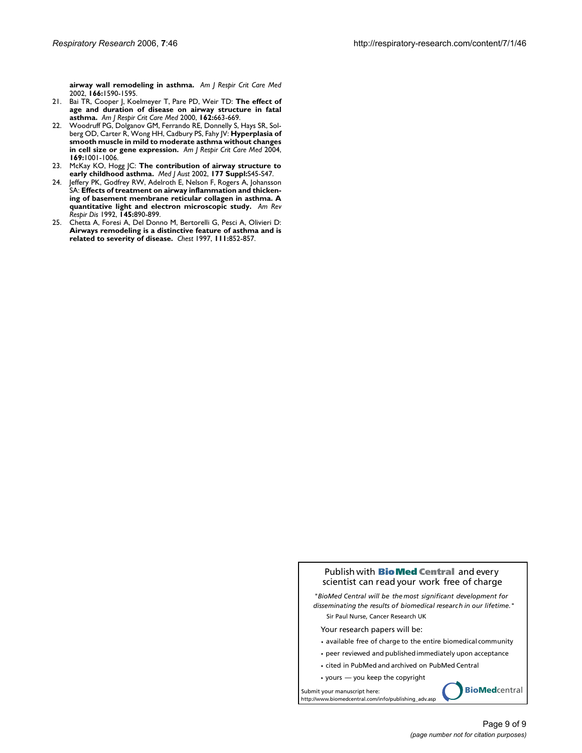**airway wall remodeling in asthma.** *Am J Respir Crit Care Med* 2002, **166:**1590-1595.

21. Bai TR, Cooper J, Koelmeyer T, Pare PD, Weir TD: **The effect of age and duration of disease on airway structure in fatal asthma.** *Am J Respir Crit Care Med* 2000, **162:**663-669.
22. Woodruff PG, Dolganov GM, Ferrando RE, Donnelly S, Hays SR, Solberg OD, Carter R, Wong HH, Cadbury PS, Fahy JV: **Hyperplasia of smooth muscle in mild to moderate asthma without changes in cell size or gene expression.** *Am J Respir Crit Care Med* 2004, **169:**1001-1006.
23. McKay KO, Hogg JC: **The contribution of airway structure to early childhood asthma.** *Med J Aust* 2002, **177 Suppl:**S45-S47.
24. Jeffery PK, Godfrey RW, Adelroth E, Nelson F, Rogers A, Johansson SA: **Effects of treatment on airway inflammation and thickening of basement membrane reticular collagen in asthma. A quantitative light and electron microscopic study.** *Am Rev Respir Dis* 1992, **145:**890-899.
25. Chetta A, Foresi A, Del Donno M, Bertorelli G, Pesci A, Olivieri D: **Airways remodeling is a distinctive feature of asthma and is related to severity of disease.** *Chest* 1997, **111:**852-857.

Publish with **BioMed Central** and every scientist can read your work free of charge

*"BioMed Central will be the most significant development for disseminating the results of biomedical research in our lifetime."*

Sir Paul Nurse, Cancer Research UK

Your research papers will be:

- available free of charge to the entire biomedical community
- peer reviewed and published immediately upon acceptance
- cited in PubMed and archived on PubMed Central
- yours — you keep the copyright

Submit your manuscript here:
http://www.biomedcentral.com/info/publishing_adv.asp

**BioMed**central